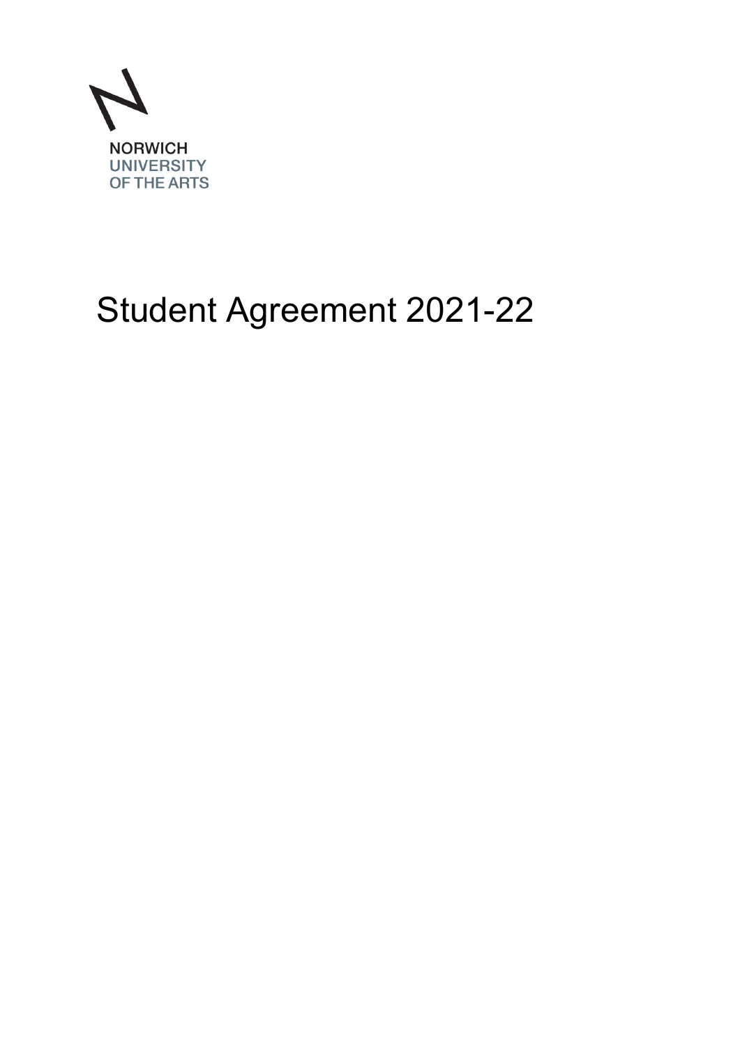NORWICH
UNIVERSITY
OF THE ARTS

# Student Agreement 2021-22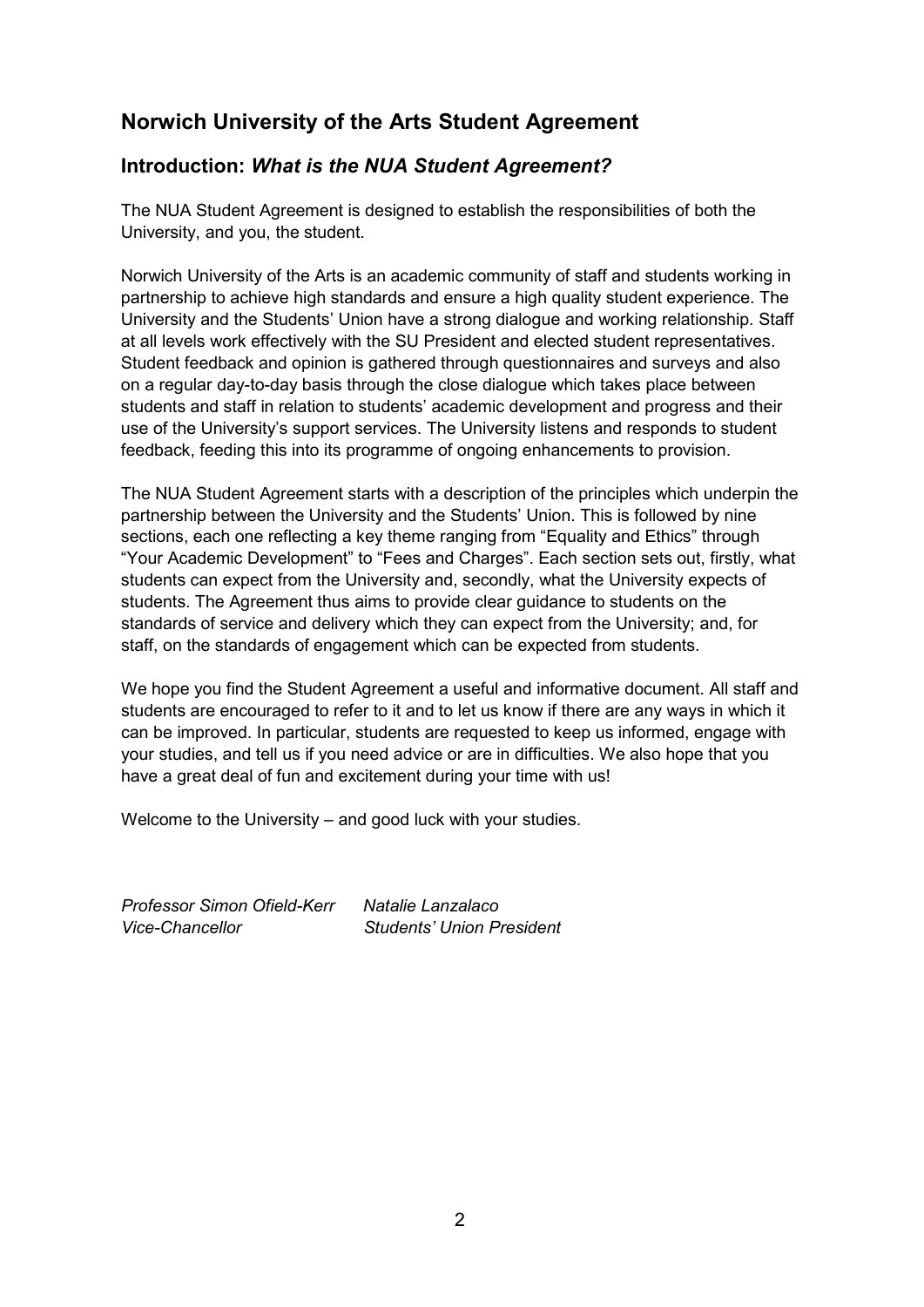# Norwich University of the Arts Student Agreement

## Introduction: *What is the NUA Student Agreement?*

The NUA Student Agreement is designed to establish the responsibilities of both the University, and you, the student.

Norwich University of the Arts is an academic community of staff and students working in partnership to achieve high standards and ensure a high quality student experience. The University and the Students' Union have a strong dialogue and working relationship. Staff at all levels work effectively with the SU President and elected student representatives. Student feedback and opinion is gathered through questionnaires and surveys and also on a regular day-to-day basis through the close dialogue which takes place between students and staff in relation to students' academic development and progress and their use of the University's support services. The University listens and responds to student feedback, feeding this into its programme of ongoing enhancements to provision.

The NUA Student Agreement starts with a description of the principles which underpin the partnership between the University and the Students' Union. This is followed by nine sections, each one reflecting a key theme ranging from "Equality and Ethics" through "Your Academic Development" to "Fees and Charges". Each section sets out, firstly, what students can expect from the University and, secondly, what the University expects of students. The Agreement thus aims to provide clear guidance to students on the standards of service and delivery which they can expect from the University; and, for staff, on the standards of engagement which can be expected from students.

We hope you find the Student Agreement a useful and informative document. All staff and students are encouraged to refer to it and to let us know if there are any ways in which it can be improved. In particular, students are requested to keep us informed, engage with your studies, and tell us if you need advice or are in difficulties. We also hope that you have a great deal of fun and excitement during your time with us!

Welcome to the University – and good luck with your studies.

*Professor Simon Ofield-Kerr*
*Vice-Chancellor*

*Natalie Lanzalaco*
*Students' Union President*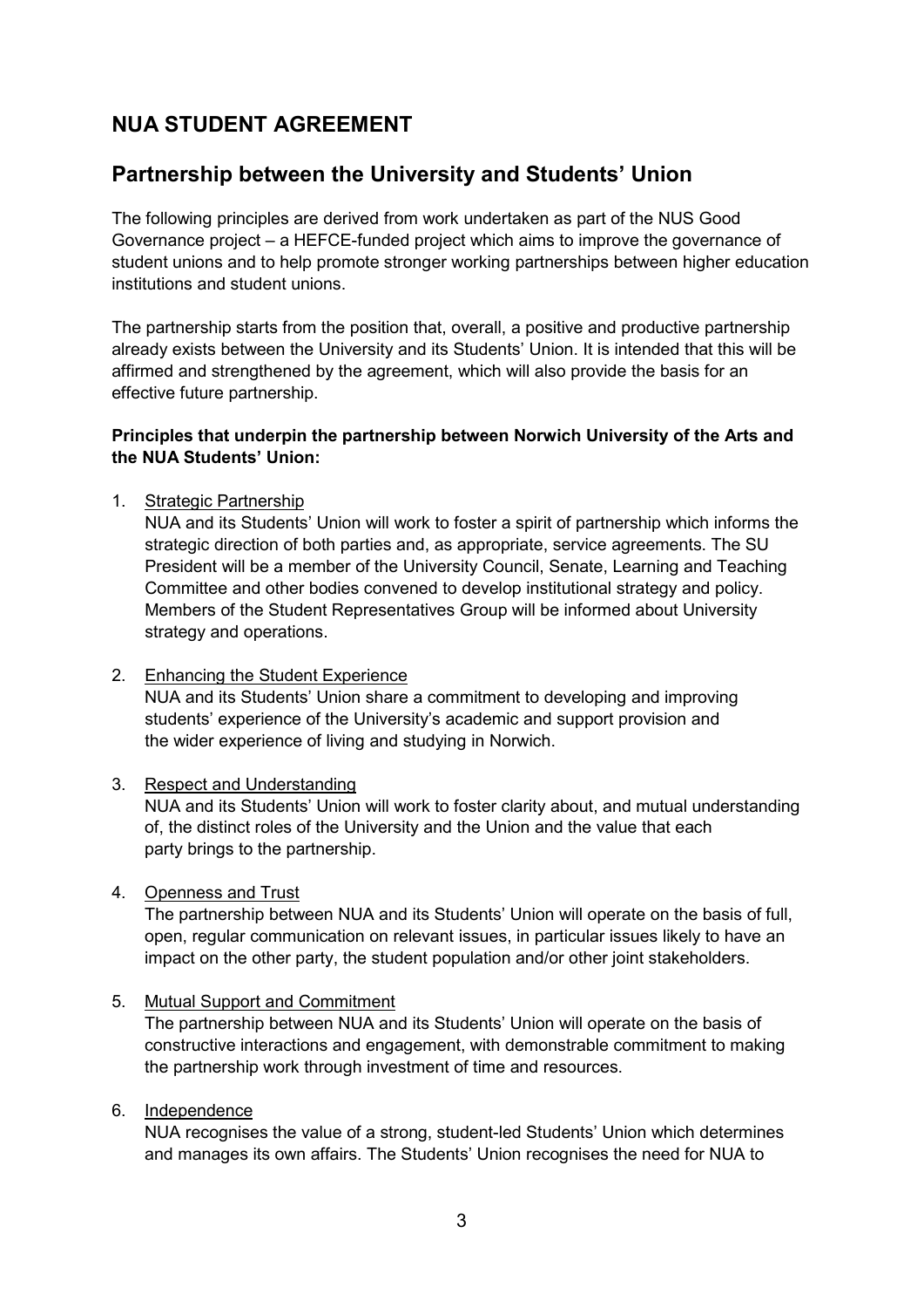# NUA STUDENT AGREEMENT

## Partnership between the University and Students' Union

The following principles are derived from work undertaken as part of the NUS Good Governance project – a HEFCE-funded project which aims to improve the governance of student unions and to help promote stronger working partnerships between higher education institutions and student unions.

The partnership starts from the position that, overall, a positive and productive partnership already exists between the University and its Students' Union. It is intended that this will be affirmed and strengthened by the agreement, which will also provide the basis for an effective future partnership.

**Principles that underpin the partnership between Norwich University of the Arts and the NUA Students' Union:**

1. <u>Strategic Partnership</u>
   NUA and its Students' Union will work to foster a spirit of partnership which informs the strategic direction of both parties and, as appropriate, service agreements. The SU President will be a member of the University Council, Senate, Learning and Teaching Committee and other bodies convened to develop institutional strategy and policy. Members of the Student Representatives Group will be informed about University strategy and operations.

2. <u>Enhancing the Student Experience</u>
   NUA and its Students' Union share a commitment to developing and improving students' experience of the University's academic and support provision and the wider experience of living and studying in Norwich.

3. <u>Respect and Understanding</u>
   NUA and its Students' Union will work to foster clarity about, and mutual understanding of, the distinct roles of the University and the Union and the value that each party brings to the partnership.

4. <u>Openness and Trust</u>
   The partnership between NUA and its Students' Union will operate on the basis of full, open, regular communication on relevant issues, in particular issues likely to have an impact on the other party, the student population and/or other joint stakeholders.

5. <u>Mutual Support and Commitment</u>
   The partnership between NUA and its Students' Union will operate on the basis of constructive interactions and engagement, with demonstrable commitment to making the partnership work through investment of time and resources.

6. <u>Independence</u>
   NUA recognises the value of a strong, student-led Students' Union which determines and manages its own affairs. The Students' Union recognises the need for NUA to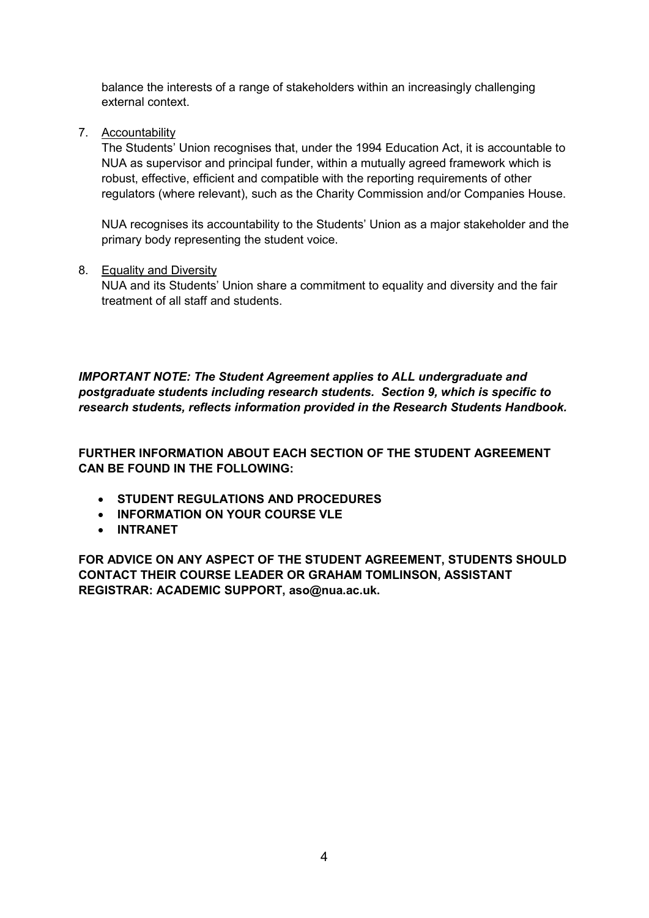balance the interests of a range of stakeholders within an increasingly challenging external context.

7. Accountability

   The Students' Union recognises that, under the 1994 Education Act, it is accountable to NUA as supervisor and principal funder, within a mutually agreed framework which is robust, effective, efficient and compatible with the reporting requirements of other regulators (where relevant), such as the Charity Commission and/or Companies House.

   NUA recognises its accountability to the Students' Union as a major stakeholder and the primary body representing the student voice.

8. Equality and Diversity

   NUA and its Students' Union share a commitment to equality and diversity and the fair treatment of all staff and students.

***IMPORTANT NOTE: The Student Agreement applies to ALL undergraduate and postgraduate students including research students. Section 9, which is specific to research students, reflects information provided in the Research Students Handbook.***

**FURTHER INFORMATION ABOUT EACH SECTION OF THE STUDENT AGREEMENT CAN BE FOUND IN THE FOLLOWING:**

- **STUDENT REGULATIONS AND PROCEDURES**
- **INFORMATION ON YOUR COURSE VLE**
- **INTRANET**

**FOR ADVICE ON ANY ASPECT OF THE STUDENT AGREEMENT, STUDENTS SHOULD CONTACT THEIR COURSE LEADER OR GRAHAM TOMLINSON, ASSISTANT REGISTRAR: ACADEMIC SUPPORT, aso@nua.ac.uk.**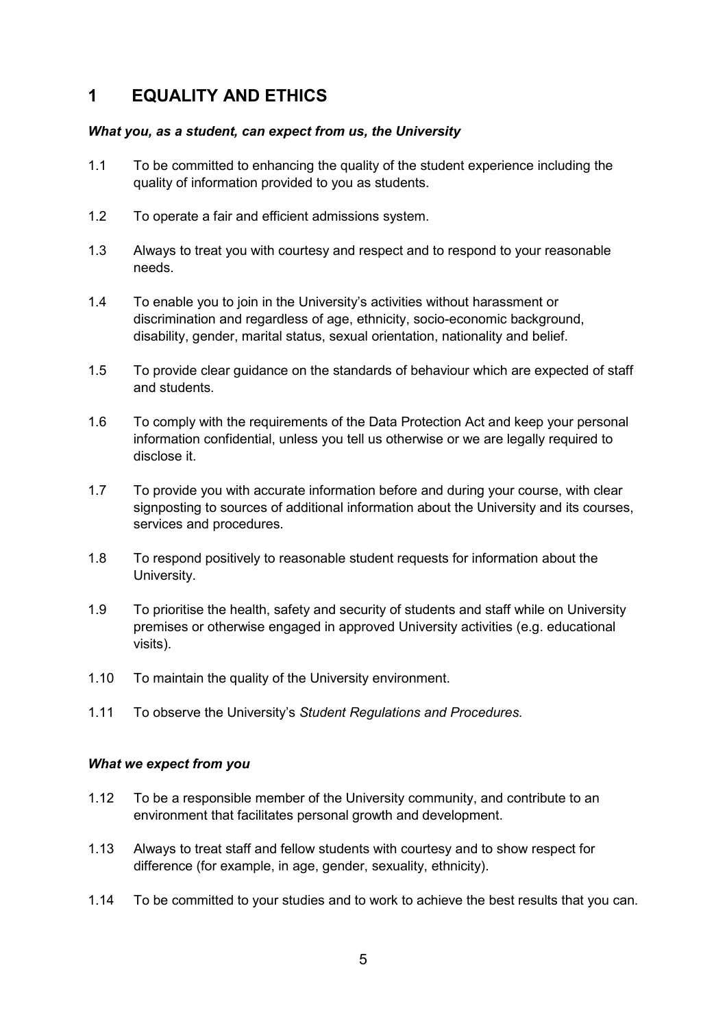# 1 EQUALITY AND ETHICS

***What you, as a student, can expect from us, the University***

1.1 To be committed to enhancing the quality of the student experience including the quality of information provided to you as students.

1.2 To operate a fair and efficient admissions system.

1.3 Always to treat you with courtesy and respect and to respond to your reasonable needs.

1.4 To enable you to join in the University's activities without harassment or discrimination and regardless of age, ethnicity, socio-economic background, disability, gender, marital status, sexual orientation, nationality and belief.

1.5 To provide clear guidance on the standards of behaviour which are expected of staff and students.

1.6 To comply with the requirements of the Data Protection Act and keep your personal information confidential, unless you tell us otherwise or we are legally required to disclose it.

1.7 To provide you with accurate information before and during your course, with clear signposting to sources of additional information about the University and its courses, services and procedures.

1.8 To respond positively to reasonable student requests for information about the University.

1.9 To prioritise the health, safety and security of students and staff while on University premises or otherwise engaged in approved University activities (e.g. educational visits).

1.10 To maintain the quality of the University environment.

1.11 To observe the University's *Student Regulations and Procedures.*

***What we expect from you***

1.12 To be a responsible member of the University community, and contribute to an environment that facilitates personal growth and development.

1.13 Always to treat staff and fellow students with courtesy and to show respect for difference (for example, in age, gender, sexuality, ethnicity).

1.14 To be committed to your studies and to work to achieve the best results that you can.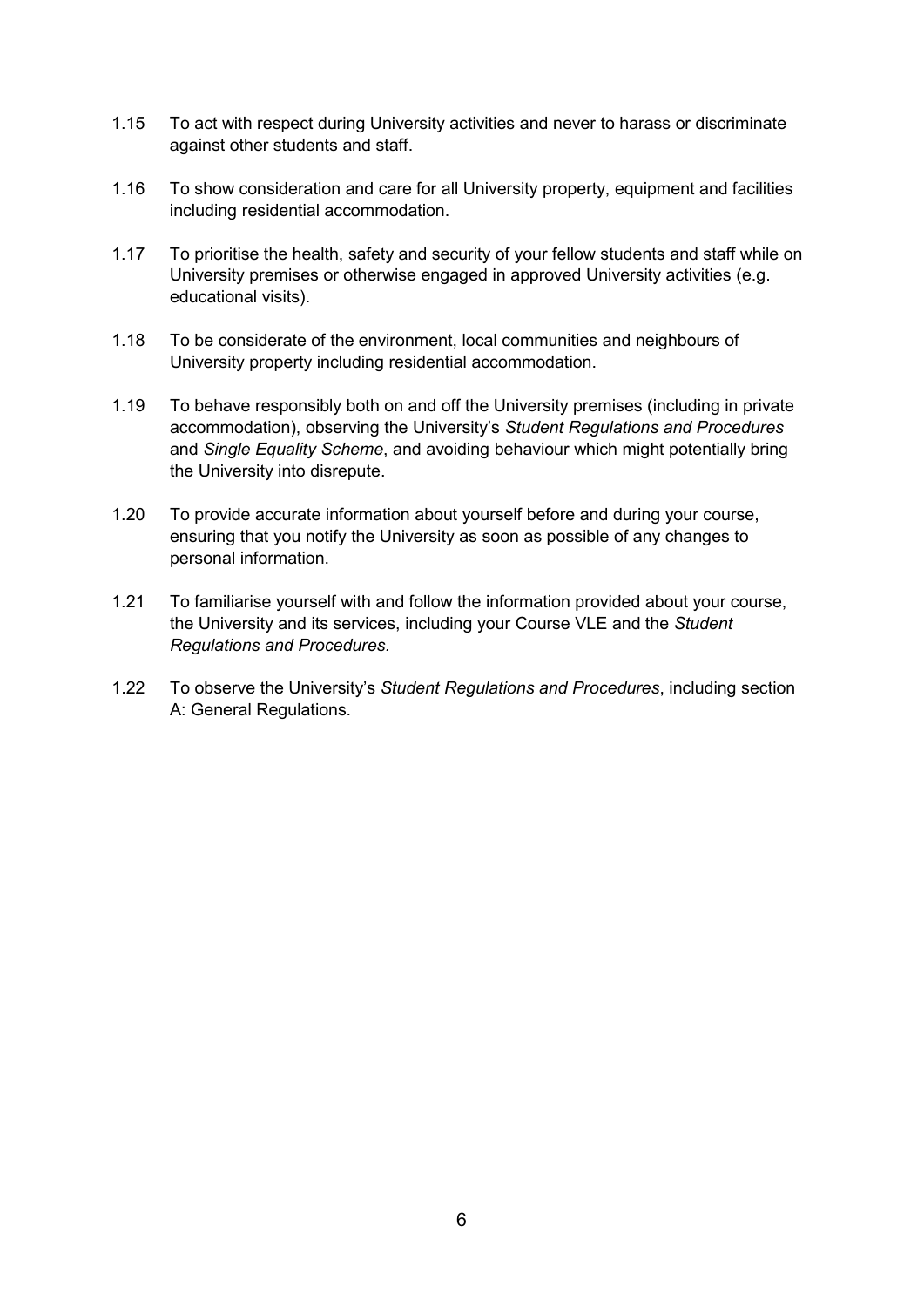1.15 To act with respect during University activities and never to harass or discriminate against other students and staff.

1.16 To show consideration and care for all University property, equipment and facilities including residential accommodation.

1.17 To prioritise the health, safety and security of your fellow students and staff while on University premises or otherwise engaged in approved University activities (e.g. educational visits).

1.18 To be considerate of the environment, local communities and neighbours of University property including residential accommodation.

1.19 To behave responsibly both on and off the University premises (including in private accommodation), observing the University's *Student Regulations and Procedures* and *Single Equality Scheme*, and avoiding behaviour which might potentially bring the University into disrepute.

1.20 To provide accurate information about yourself before and during your course, ensuring that you notify the University as soon as possible of any changes to personal information.

1.21 To familiarise yourself with and follow the information provided about your course, the University and its services, including your Course VLE and the *Student Regulations and Procedures.*

1.22 To observe the University's *Student Regulations and Procedures*, including section A: General Regulations.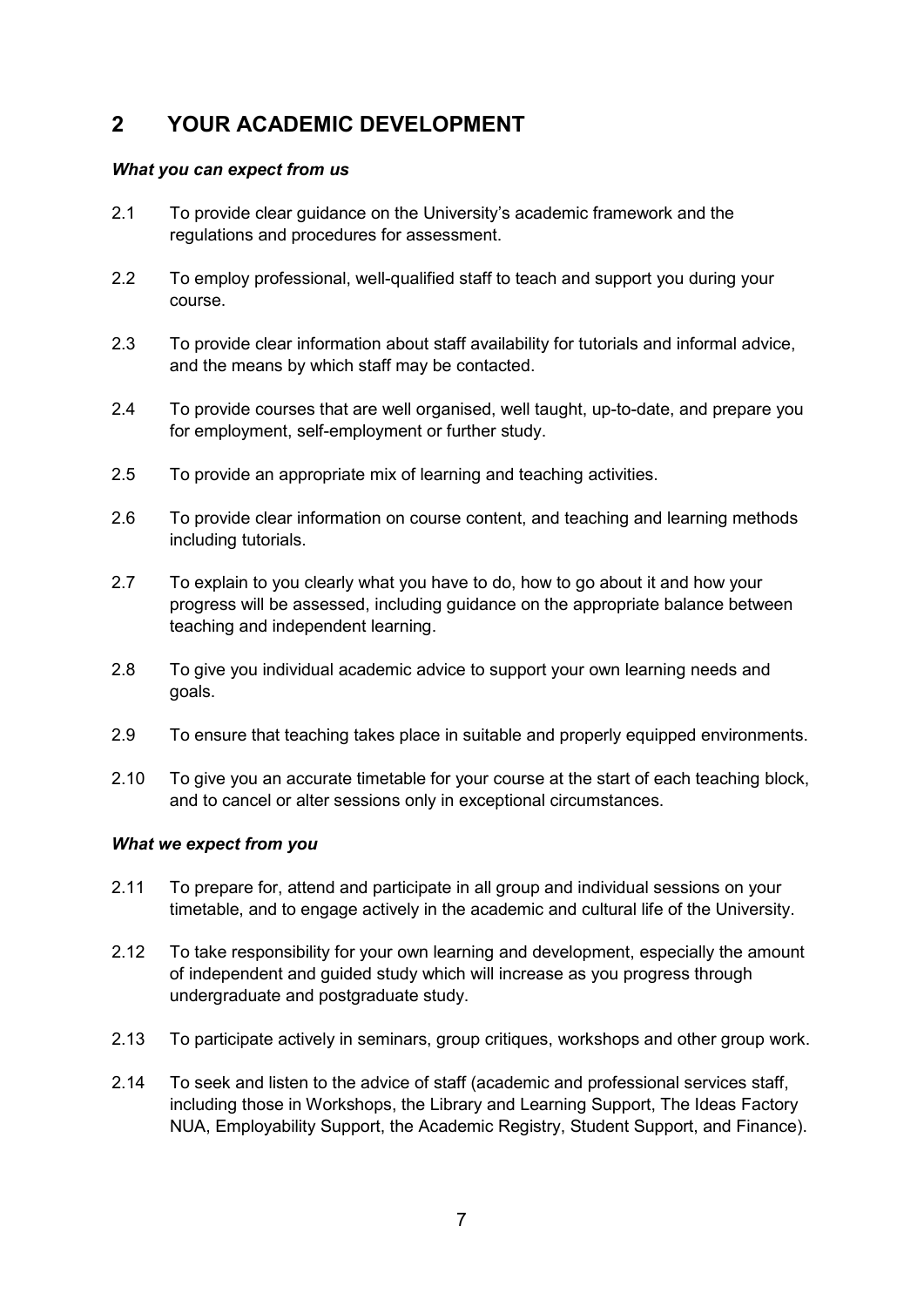## 2 YOUR ACADEMIC DEVELOPMENT

***What you can expect from us***

2.1 To provide clear guidance on the University's academic framework and the regulations and procedures for assessment.

2.2 To employ professional, well-qualified staff to teach and support you during your course.

2.3 To provide clear information about staff availability for tutorials and informal advice, and the means by which staff may be contacted.

2.4 To provide courses that are well organised, well taught, up-to-date, and prepare you for employment, self-employment or further study.

2.5 To provide an appropriate mix of learning and teaching activities.

2.6 To provide clear information on course content, and teaching and learning methods including tutorials.

2.7 To explain to you clearly what you have to do, how to go about it and how your progress will be assessed, including guidance on the appropriate balance between teaching and independent learning.

2.8 To give you individual academic advice to support your own learning needs and goals.

2.9 To ensure that teaching takes place in suitable and properly equipped environments.

2.10 To give you an accurate timetable for your course at the start of each teaching block, and to cancel or alter sessions only in exceptional circumstances.

***What we expect from you***

2.11 To prepare for, attend and participate in all group and individual sessions on your timetable, and to engage actively in the academic and cultural life of the University.

2.12 To take responsibility for your own learning and development, especially the amount of independent and guided study which will increase as you progress through undergraduate and postgraduate study.

2.13 To participate actively in seminars, group critiques, workshops and other group work.

2.14 To seek and listen to the advice of staff (academic and professional services staff, including those in Workshops, the Library and Learning Support, The Ideas Factory NUA, Employability Support, the Academic Registry, Student Support, and Finance).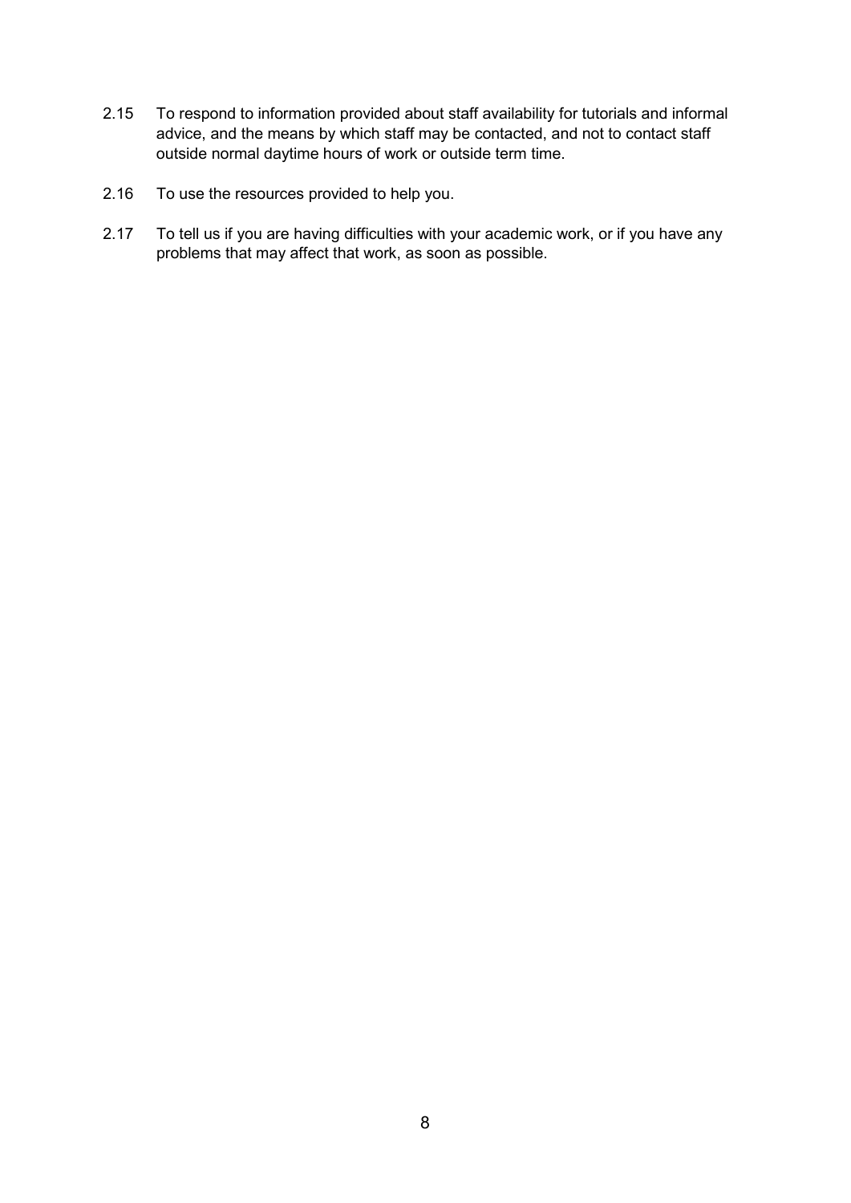2.15 To respond to information provided about staff availability for tutorials and informal advice, and the means by which staff may be contacted, and not to contact staff outside normal daytime hours of work or outside term time.

2.16 To use the resources provided to help you.

2.17 To tell us if you are having difficulties with your academic work, or if you have any problems that may affect that work, as soon as possible.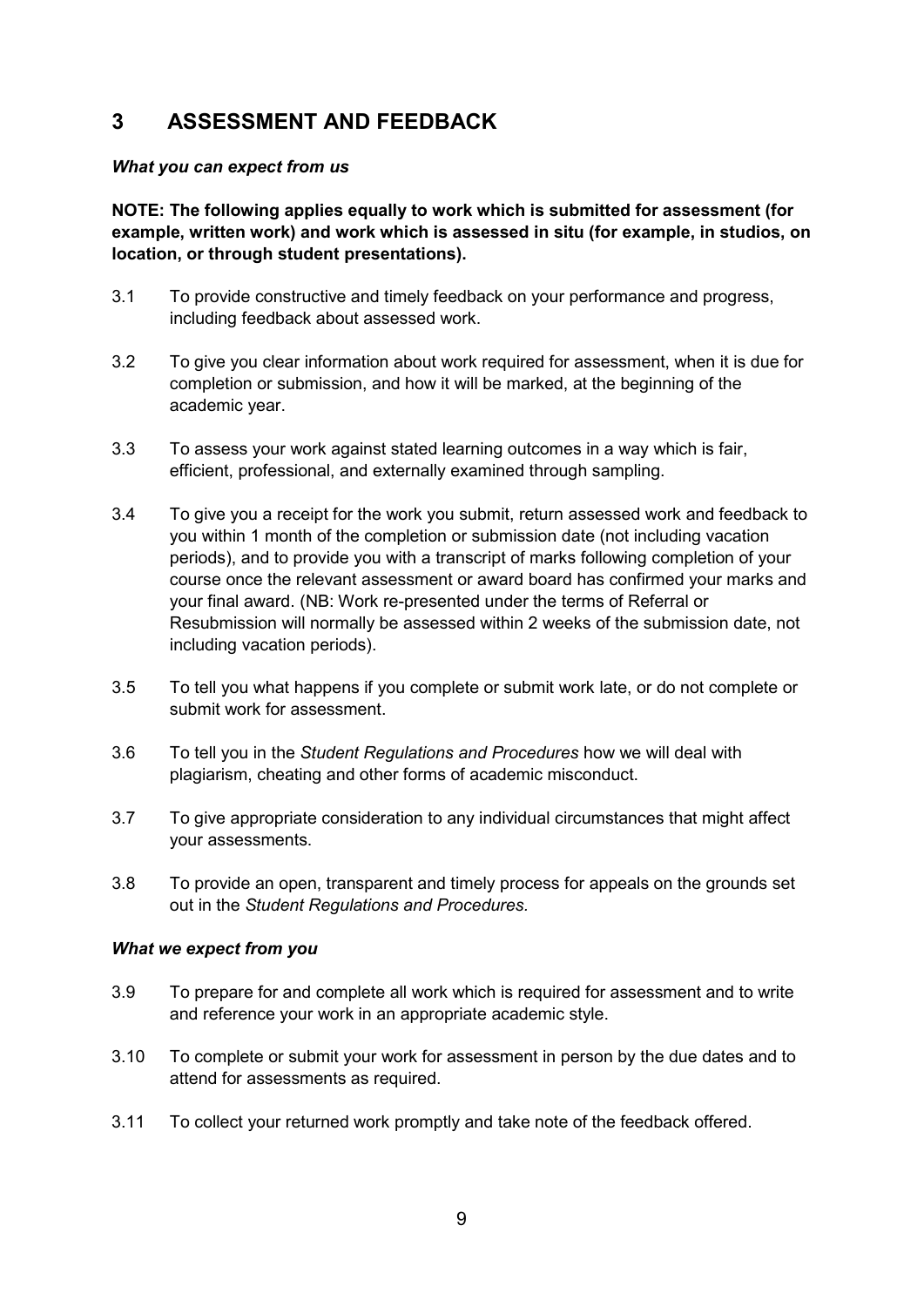## 3 ASSESSMENT AND FEEDBACK

***What you can expect from us***

**NOTE: The following applies equally to work which is submitted for assessment (for example, written work) and work which is assessed in situ (for example, in studios, on location, or through student presentations).**

3.1 To provide constructive and timely feedback on your performance and progress, including feedback about assessed work.

3.2 To give you clear information about work required for assessment, when it is due for completion or submission, and how it will be marked, at the beginning of the academic year.

3.3 To assess your work against stated learning outcomes in a way which is fair, efficient, professional, and externally examined through sampling.

3.4 To give you a receipt for the work you submit, return assessed work and feedback to you within 1 month of the completion or submission date (not including vacation periods), and to provide you with a transcript of marks following completion of your course once the relevant assessment or award board has confirmed your marks and your final award. (NB: Work re-presented under the terms of Referral or Resubmission will normally be assessed within 2 weeks of the submission date, not including vacation periods).

3.5 To tell you what happens if you complete or submit work late, or do not complete or submit work for assessment.

3.6 To tell you in the *Student Regulations and Procedures* how we will deal with plagiarism, cheating and other forms of academic misconduct.

3.7 To give appropriate consideration to any individual circumstances that might affect your assessments.

3.8 To provide an open, transparent and timely process for appeals on the grounds set out in the *Student Regulations and Procedures*.

***What we expect from you***

3.9 To prepare for and complete all work which is required for assessment and to write and reference your work in an appropriate academic style.

3.10 To complete or submit your work for assessment in person by the due dates and to attend for assessments as required.

3.11 To collect your returned work promptly and take note of the feedback offered.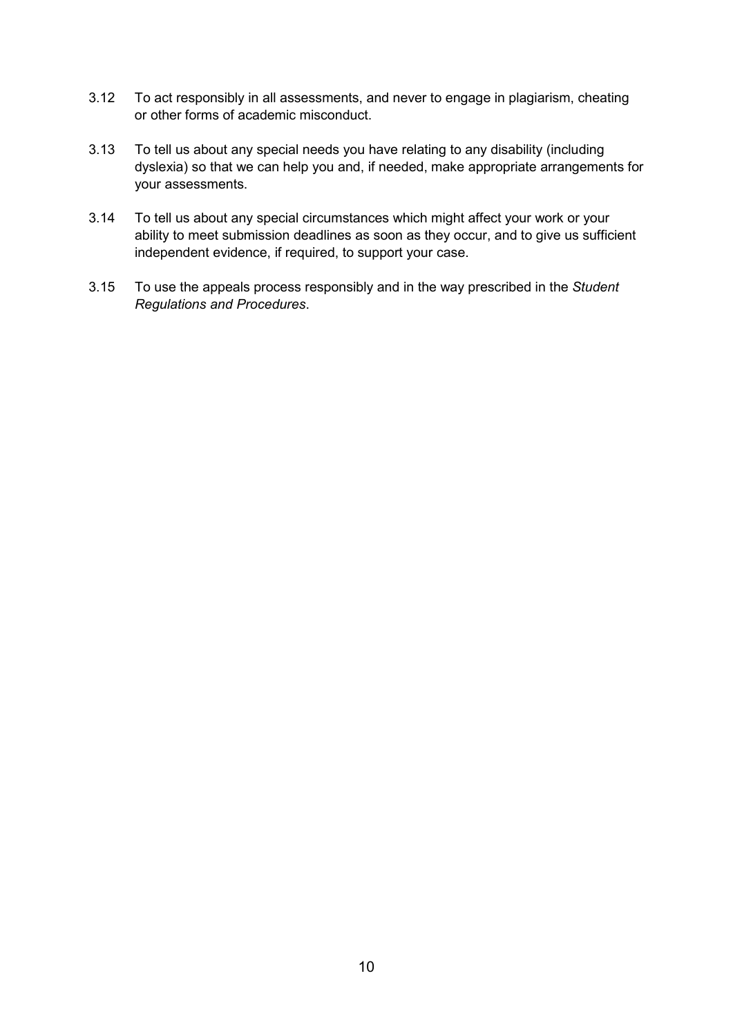3.12 To act responsibly in all assessments, and never to engage in plagiarism, cheating or other forms of academic misconduct.

3.13 To tell us about any special needs you have relating to any disability (including dyslexia) so that we can help you and, if needed, make appropriate arrangements for your assessments.

3.14 To tell us about any special circumstances which might affect your work or your ability to meet submission deadlines as soon as they occur, and to give us sufficient independent evidence, if required, to support your case.

3.15 To use the appeals process responsibly and in the way prescribed in the *Student Regulations and Procedures*.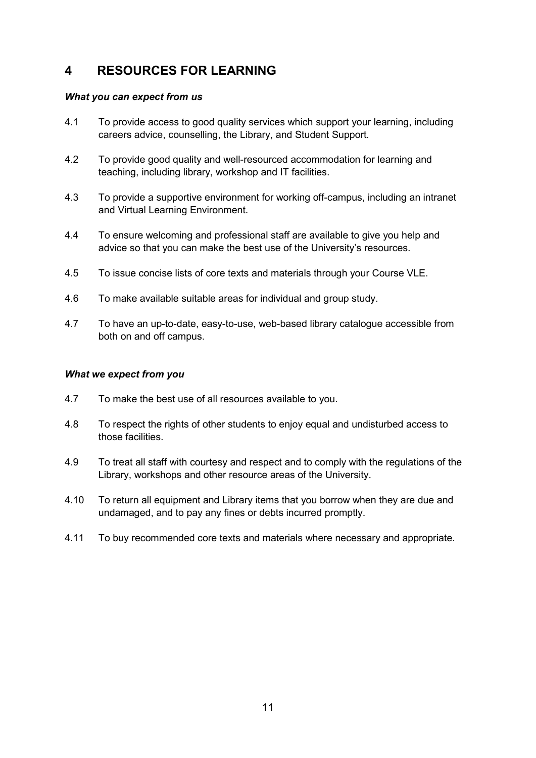## 4 RESOURCES FOR LEARNING

***What you can expect from us***

4.1 To provide access to good quality services which support your learning, including careers advice, counselling, the Library, and Student Support.

4.2 To provide good quality and well-resourced accommodation for learning and teaching, including library, workshop and IT facilities.

4.3 To provide a supportive environment for working off-campus, including an intranet and Virtual Learning Environment.

4.4 To ensure welcoming and professional staff are available to give you help and advice so that you can make the best use of the University's resources.

4.5 To issue concise lists of core texts and materials through your Course VLE.

4.6 To make available suitable areas for individual and group study.

4.7 To have an up-to-date, easy-to-use, web-based library catalogue accessible from both on and off campus.

***What we expect from you***

4.7 To make the best use of all resources available to you.

4.8 To respect the rights of other students to enjoy equal and undisturbed access to those facilities.

4.9 To treat all staff with courtesy and respect and to comply with the regulations of the Library, workshops and other resource areas of the University.

4.10 To return all equipment and Library items that you borrow when they are due and undamaged, and to pay any fines or debts incurred promptly.

4.11 To buy recommended core texts and materials where necessary and appropriate.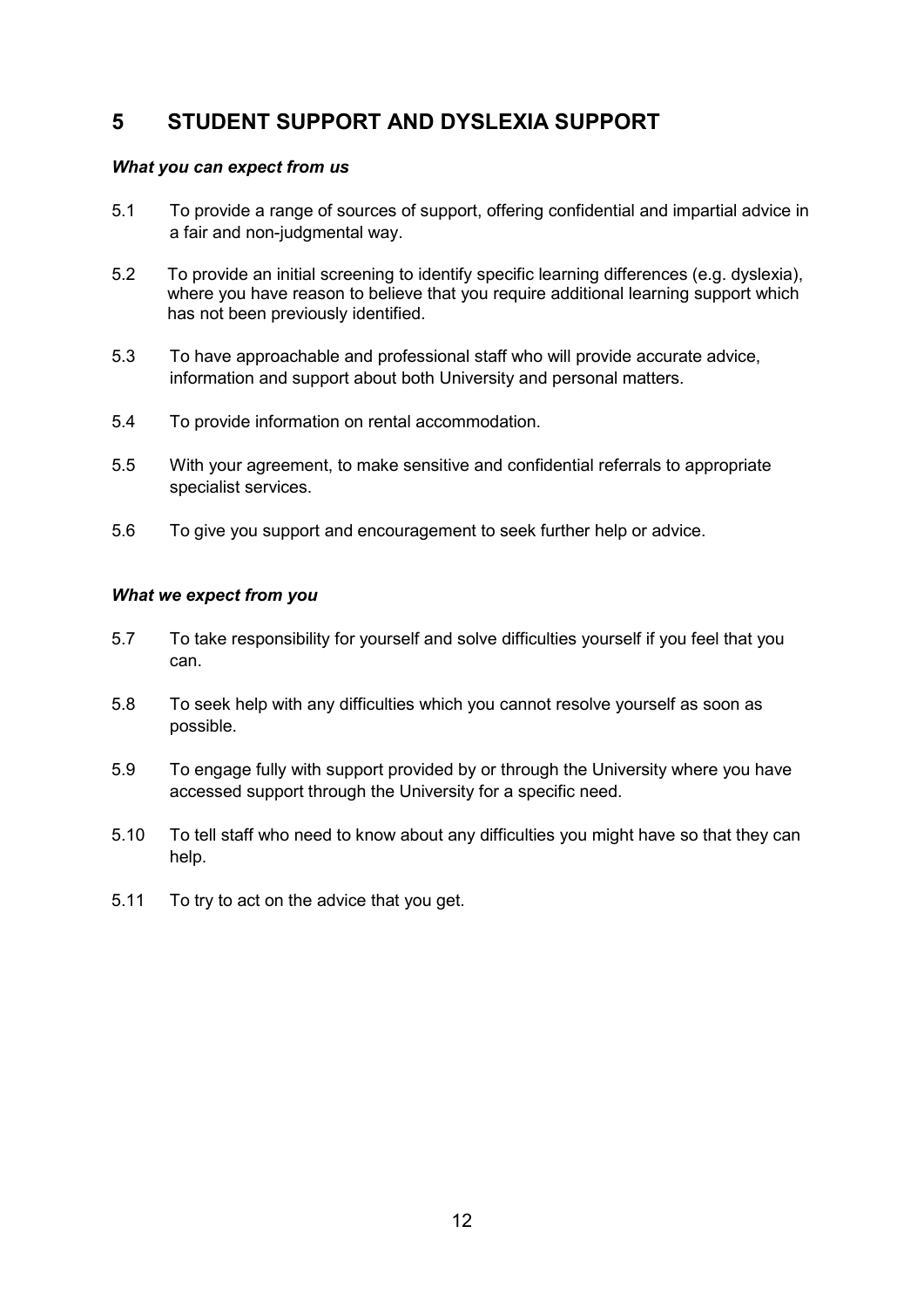## 5 STUDENT SUPPORT AND DYSLEXIA SUPPORT

***What you can expect from us***

5.1 To provide a range of sources of support, offering confidential and impartial advice in a fair and non-judgmental way.

5.2 To provide an initial screening to identify specific learning differences (e.g. dyslexia), where you have reason to believe that you require additional learning support which has not been previously identified.

5.3 To have approachable and professional staff who will provide accurate advice, information and support about both University and personal matters.

5.4 To provide information on rental accommodation.

5.5 With your agreement, to make sensitive and confidential referrals to appropriate specialist services.

5.6 To give you support and encouragement to seek further help or advice.

***What we expect from you***

5.7 To take responsibility for yourself and solve difficulties yourself if you feel that you can.

5.8 To seek help with any difficulties which you cannot resolve yourself as soon as possible.

5.9 To engage fully with support provided by or through the University where you have accessed support through the University for a specific need.

5.10 To tell staff who need to know about any difficulties you might have so that they can help.

5.11 To try to act on the advice that you get.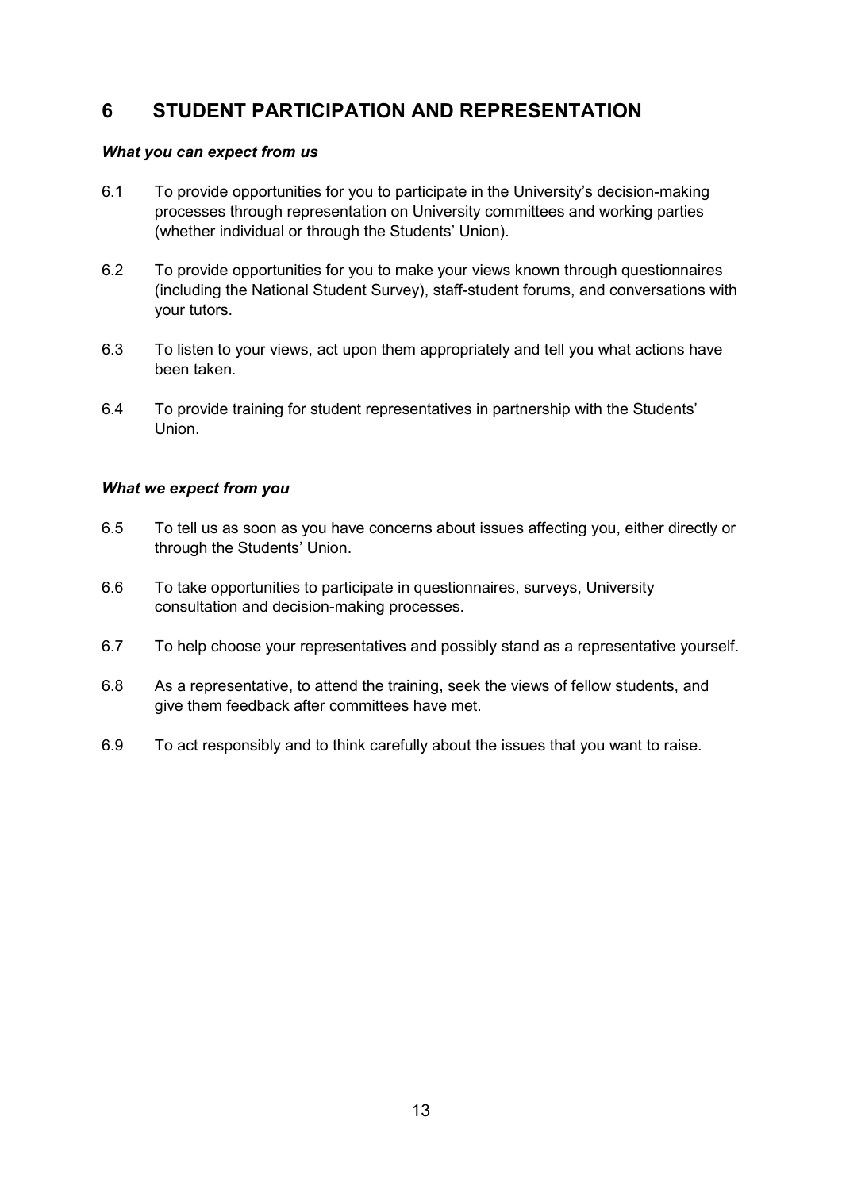## 6 STUDENT PARTICIPATION AND REPRESENTATION

***What you can expect from us***

6.1 To provide opportunities for you to participate in the University's decision-making processes through representation on University committees and working parties (whether individual or through the Students' Union).

6.2 To provide opportunities for you to make your views known through questionnaires (including the National Student Survey), staff-student forums, and conversations with your tutors.

6.3 To listen to your views, act upon them appropriately and tell you what actions have been taken.

6.4 To provide training for student representatives in partnership with the Students' Union.

***What we expect from you***

6.5 To tell us as soon as you have concerns about issues affecting you, either directly or through the Students' Union.

6.6 To take opportunities to participate in questionnaires, surveys, University consultation and decision-making processes.

6.7 To help choose your representatives and possibly stand as a representative yourself.

6.8 As a representative, to attend the training, seek the views of fellow students, and give them feedback after committees have met.

6.9 To act responsibly and to think carefully about the issues that you want to raise.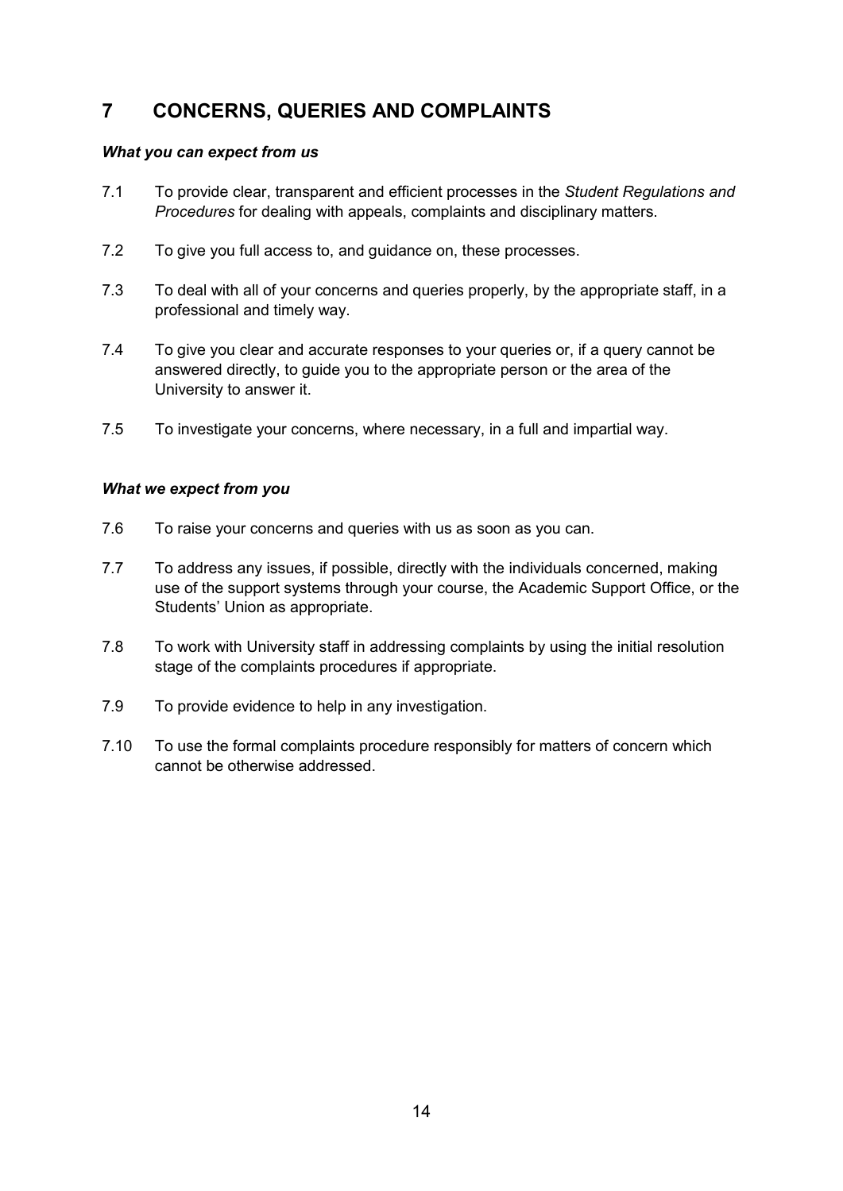## 7 CONCERNS, QUERIES AND COMPLAINTS

***What you can expect from us***

7.1 To provide clear, transparent and efficient processes in the *Student Regulations and Procedures* for dealing with appeals, complaints and disciplinary matters.

7.2 To give you full access to, and guidance on, these processes.

7.3 To deal with all of your concerns and queries properly, by the appropriate staff, in a professional and timely way.

7.4 To give you clear and accurate responses to your queries or, if a query cannot be answered directly, to guide you to the appropriate person or the area of the University to answer it.

7.5 To investigate your concerns, where necessary, in a full and impartial way.

***What we expect from you***

7.6 To raise your concerns and queries with us as soon as you can.

7.7 To address any issues, if possible, directly with the individuals concerned, making use of the support systems through your course, the Academic Support Office, or the Students' Union as appropriate.

7.8 To work with University staff in addressing complaints by using the initial resolution stage of the complaints procedures if appropriate.

7.9 To provide evidence to help in any investigation.

7.10 To use the formal complaints procedure responsibly for matters of concern which cannot be otherwise addressed.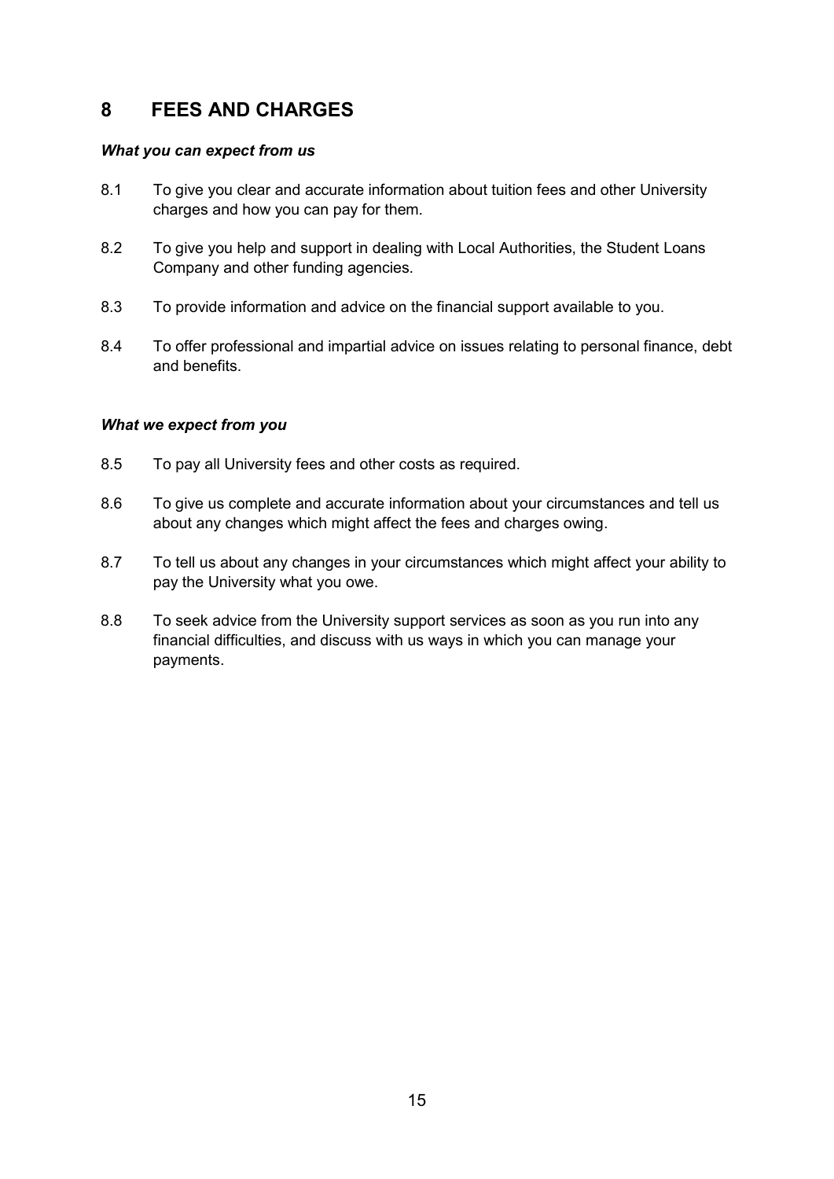## 8 FEES AND CHARGES

***What you can expect from us***

8.1 To give you clear and accurate information about tuition fees and other University charges and how you can pay for them.

8.2 To give you help and support in dealing with Local Authorities, the Student Loans Company and other funding agencies.

8.3 To provide information and advice on the financial support available to you.

8.4 To offer professional and impartial advice on issues relating to personal finance, debt and benefits.

***What we expect from you***

8.5 To pay all University fees and other costs as required.

8.6 To give us complete and accurate information about your circumstances and tell us about any changes which might affect the fees and charges owing.

8.7 To tell us about any changes in your circumstances which might affect your ability to pay the University what you owe.

8.8 To seek advice from the University support services as soon as you run into any financial difficulties, and discuss with us ways in which you can manage your payments.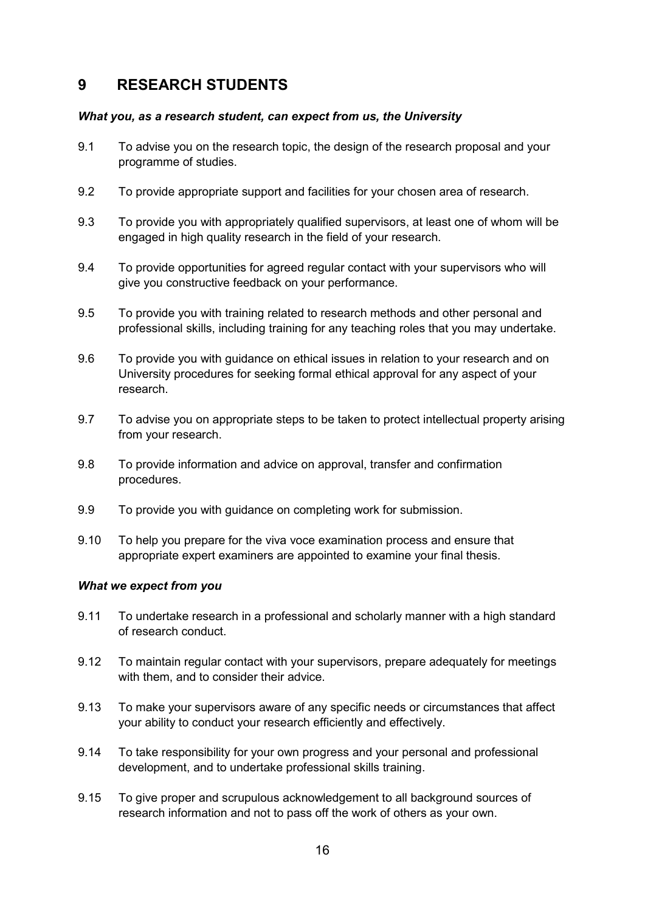# 9 RESEARCH STUDENTS

***What you, as a research student, can expect from us, the University***

9.1 To advise you on the research topic, the design of the research proposal and your programme of studies.

9.2 To provide appropriate support and facilities for your chosen area of research.

9.3 To provide you with appropriately qualified supervisors, at least one of whom will be engaged in high quality research in the field of your research.

9.4 To provide opportunities for agreed regular contact with your supervisors who will give you constructive feedback on your performance.

9.5 To provide you with training related to research methods and other personal and professional skills, including training for any teaching roles that you may undertake.

9.6 To provide you with guidance on ethical issues in relation to your research and on University procedures for seeking formal ethical approval for any aspect of your research.

9.7 To advise you on appropriate steps to be taken to protect intellectual property arising from your research.

9.8 To provide information and advice on approval, transfer and confirmation procedures.

9.9 To provide you with guidance on completing work for submission.

9.10 To help you prepare for the viva voce examination process and ensure that appropriate expert examiners are appointed to examine your final thesis.

***What we expect from you***

9.11 To undertake research in a professional and scholarly manner with a high standard of research conduct.

9.12 To maintain regular contact with your supervisors, prepare adequately for meetings with them, and to consider their advice.

9.13 To make your supervisors aware of any specific needs or circumstances that affect your ability to conduct your research efficiently and effectively.

9.14 To take responsibility for your own progress and your personal and professional development, and to undertake professional skills training.

9.15 To give proper and scrupulous acknowledgement to all background sources of research information and not to pass off the work of others as your own.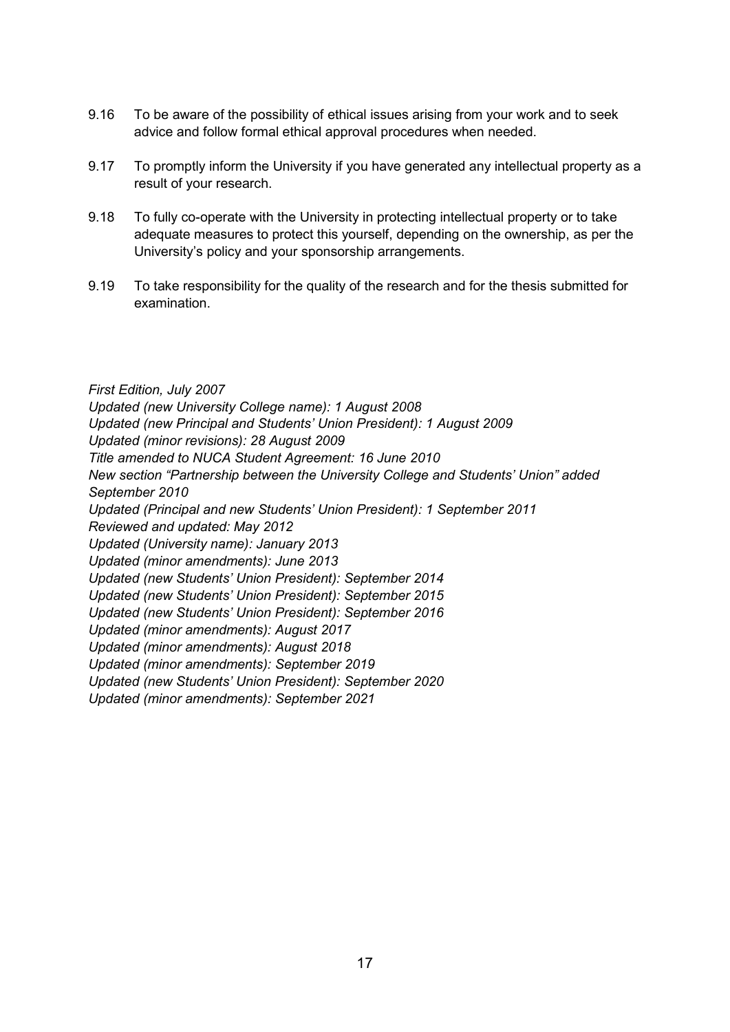9.16 To be aware of the possibility of ethical issues arising from your work and to seek advice and follow formal ethical approval procedures when needed.

9.17 To promptly inform the University if you have generated any intellectual property as a result of your research.

9.18 To fully co-operate with the University in protecting intellectual property or to take adequate measures to protect this yourself, depending on the ownership, as per the University's policy and your sponsorship arrangements.

9.19 To take responsibility for the quality of the research and for the thesis submitted for examination.

*First Edition, July 2007*
*Updated (new University College name): 1 August 2008*
*Updated (new Principal and Students' Union President): 1 August 2009*
*Updated (minor revisions): 28 August 2009*
*Title amended to NUCA Student Agreement: 16 June 2010*
*New section "Partnership between the University College and Students' Union" added September 2010*
*Updated (Principal and new Students' Union President): 1 September 2011*
*Reviewed and updated: May 2012*
*Updated (University name): January 2013*
*Updated (minor amendments): June 2013*
*Updated (new Students' Union President): September 2014*
*Updated (new Students' Union President): September 2015*
*Updated (new Students' Union President): September 2016*
*Updated (minor amendments): August 2017*
*Updated (minor amendments): August 2018*
*Updated (minor amendments): September 2019*
*Updated (new Students' Union President): September 2020*
*Updated (minor amendments): September 2021*